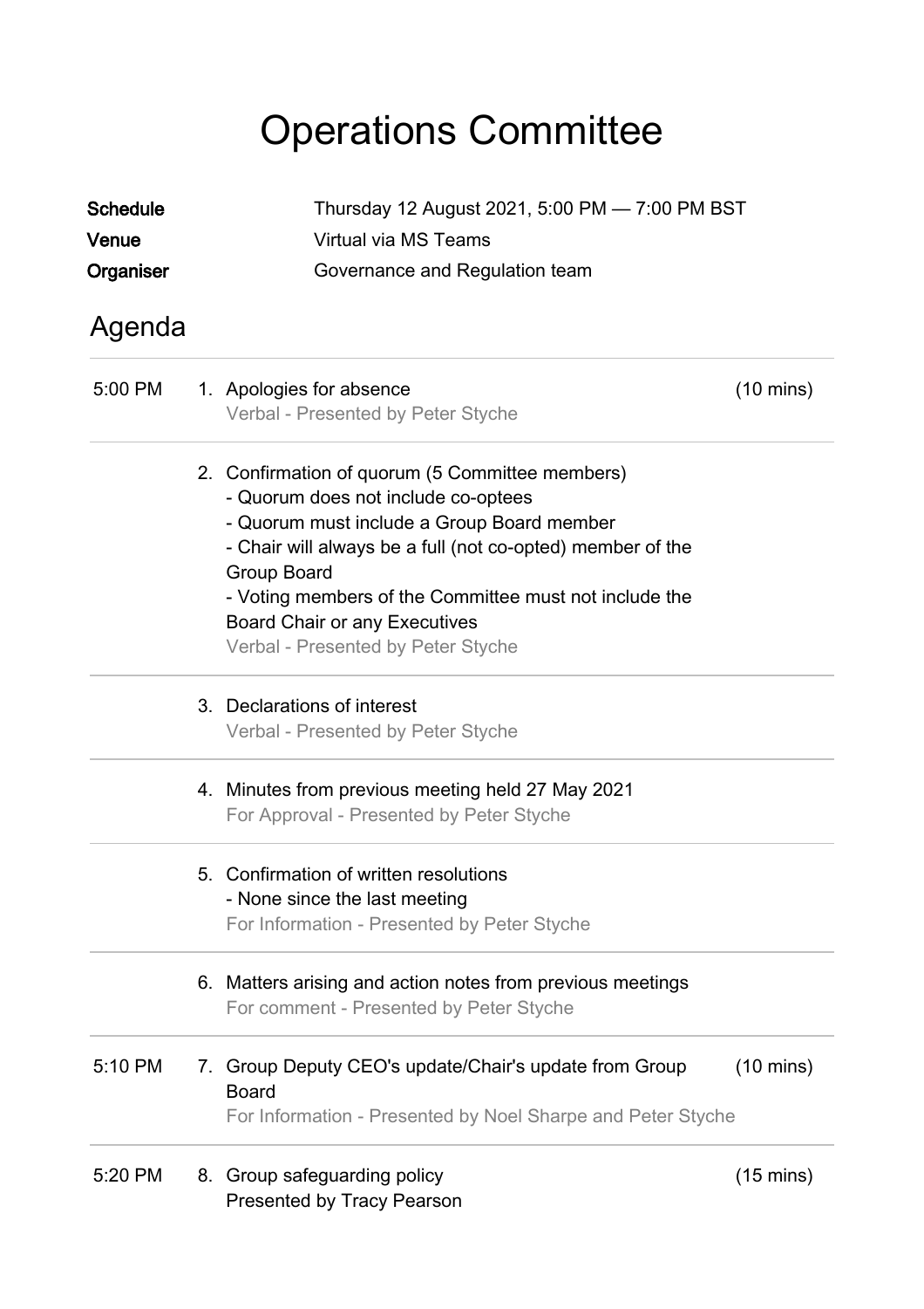# Operations Committee

**Schedule** Thursday 12 August 2021, 5:00 PM — 7:00 PM BST
**Venue** Virtual via MS Teams
**Organiser** Governance and Regulation team

## Agenda

| Time | Item | Duration |
|---|---|---|
| 5:00 PM | 1. Apologies for absence<br>Verbal - Presented by Peter Styche | (10 mins) |
| | 2. Confirmation of quorum (5 Committee members)<br>- Quorum does not include co-optees<br>- Quorum must include a Group Board member<br>- Chair will always be a full (not co-opted) member of the Group Board<br>- Voting members of the Committee must not include the Board Chair or any Executives<br>Verbal - Presented by Peter Styche | |
| | 3. Declarations of interest<br>Verbal - Presented by Peter Styche | |
| | 4. Minutes from previous meeting held 27 May 2021<br>For Approval - Presented by Peter Styche | |
| | 5. Confirmation of written resolutions<br>- None since the last meeting<br>For Information - Presented by Peter Styche | |
| | 6. Matters arising and action notes from previous meetings<br>For comment - Presented by Peter Styche | |
| 5:10 PM | 7. Group Deputy CEO's update/Chair's update from Group Board<br>For Information - Presented by Noel Sharpe and Peter Styche | (10 mins) |
| 5:20 PM | 8. Group safeguarding policy<br>Presented by Tracy Pearson | (15 mins) |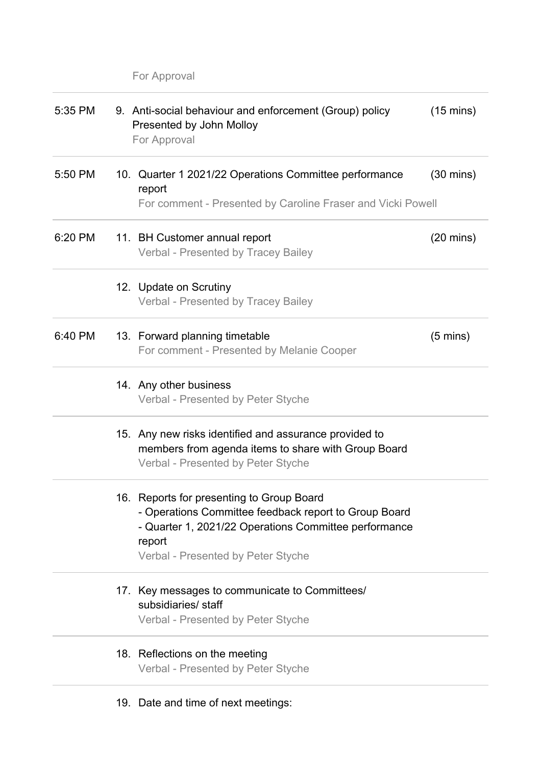For Approval

| Time | Item | Duration |
|---|---|---|
| 5:35 PM | 9. Anti-social behaviour and enforcement (Group) policy<br>Presented by John Molloy<br>For Approval | (15 mins) |
| 5:50 PM | 10. Quarter 1 2021/22 Operations Committee performance report<br>For comment - Presented by Caroline Fraser and Vicki Powell | (30 mins) |
| 6:20 PM | 11. BH Customer annual report<br>Verbal - Presented by Tracey Bailey | (20 mins) |
| | 12. Update on Scrutiny<br>Verbal - Presented by Tracey Bailey | |
| 6:40 PM | 13. Forward planning timetable<br>For comment - Presented by Melanie Cooper | (5 mins) |
| | 14. Any other business<br>Verbal - Presented by Peter Styche | |
| | 15. Any new risks identified and assurance provided to members from agenda items to share with Group Board<br>Verbal - Presented by Peter Styche | |
| | 16. Reports for presenting to Group Board<br>- Operations Committee feedback report to Group Board<br>- Quarter 1, 2021/22 Operations Committee performance report<br>Verbal - Presented by Peter Styche | |
| | 17. Key messages to communicate to Committees/ subsidiaries/ staff<br>Verbal - Presented by Peter Styche | |
| | 18. Reflections on the meeting<br>Verbal - Presented by Peter Styche | |
| | 19. Date and time of next meetings: | |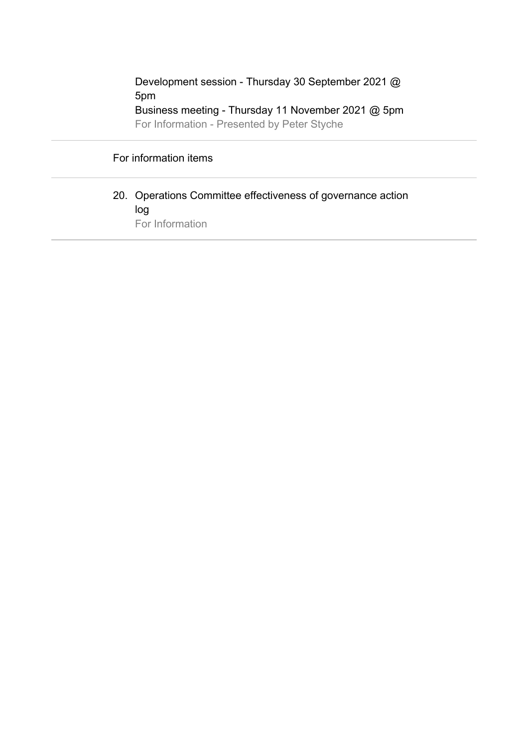Development session - Thursday 30 September 2021 @ 5pm
Business meeting - Thursday 11 November 2021 @ 5pm
For Information - Presented by Peter Styche

---

For information items

---

20. Operations Committee effectiveness of governance action log
    For Information

---